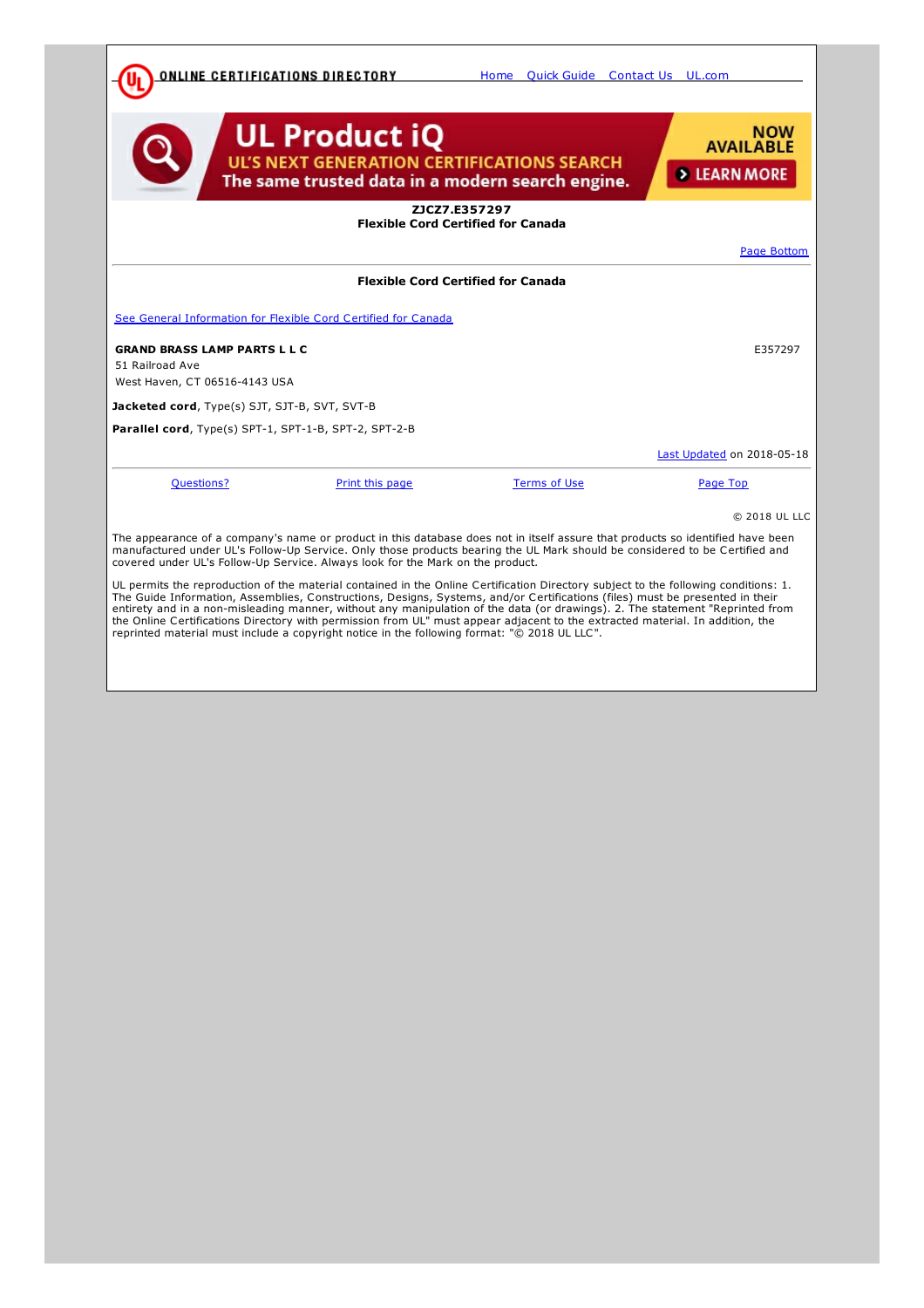ONLINE CERTIFICATIONS DIRECTORY

Home Quick Guide Contact Us UL.com

UL Product iQ
UL'S NEXT GENERATION CERTIFICATIONS SEARCH
The same trusted data in a modern search engine.
NOW AVAILABLE
LEARN MORE

**ZJCZ7.E357297**
**Flexible Cord Certified for Canada**

Page Bottom

## Flexible Cord Certified for Canada

See General Information for Flexible Cord Certified for Canada

**GRAND BRASS LAMP PARTS L L C** E357297
51 Railroad Ave
West Haven, CT 06516-4143 USA

**Jacketed cord**, Type(s) SJT, SJT-B, SVT, SVT-B

**Parallel cord**, Type(s) SPT-1, SPT-1-B, SPT-2, SPT-2-B

Last Updated on 2018-05-18

Questions? Print this page Terms of Use Page Top

© 2018 UL LLC

The appearance of a company's name or product in this database does not in itself assure that products so identified have been manufactured under UL's Follow-Up Service. Only those products bearing the UL Mark should be considered to be Certified and covered under UL's Follow-Up Service. Always look for the Mark on the product.

UL permits the reproduction of the material contained in the Online Certification Directory subject to the following conditions: 1. The Guide Information, Assemblies, Constructions, Designs, Systems, and/or Certifications (files) must be presented in their entirety and in a non-misleading manner, without any manipulation of the data (or drawings). 2. The statement "Reprinted from the Online Certifications Directory with permission from UL" must appear adjacent to the extracted material. In addition, the reprinted material must include a copyright notice in the following format: "© 2018 UL LLC".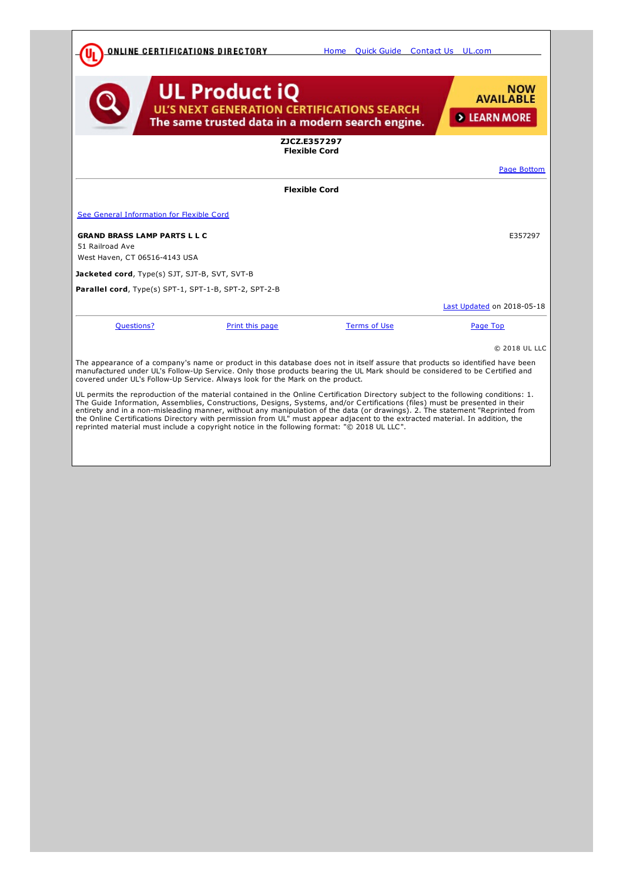ONLINE CERTIFICATIONS DIRECTORY

Home Quick Guide Contact Us UL.com

UL Product iQ
UL'S NEXT GENERATION CERTIFICATIONS SEARCH
The same trusted data in a modern search engine.
NOW AVAILABLE
LEARN MORE

**ZJCZ.E357297**
**Flexible Cord**

Page Bottom

**Flexible Cord**

See General Information for Flexible Cord

**GRAND BRASS LAMP PARTS L L C**
51 Railroad Ave
West Haven, CT 06516-4143 USA

E357297

**Jacketed cord**, Type(s) SJT, SJT-B, SVT, SVT-B

**Parallel cord**, Type(s) SPT-1, SPT-1-B, SPT-2, SPT-2-B

Last Updated on 2018-05-18

Questions? Print this page Terms of Use Page Top

© 2018 UL LLC

The appearance of a company's name or product in this database does not in itself assure that products so identified have been manufactured under UL's Follow-Up Service. Only those products bearing the UL Mark should be considered to be Certified and covered under UL's Follow-Up Service. Always look for the Mark on the product.

UL permits the reproduction of the material contained in the Online Certification Directory subject to the following conditions: 1. The Guide Information, Assemblies, Constructions, Designs, Systems, and/or Certifications (files) must be presented in their entirety and in a non-misleading manner, without any manipulation of the data (or drawings). 2. The statement "Reprinted from the Online Certifications Directory with permission from UL" must appear adjacent to the extracted material. In addition, the reprinted material must include a copyright notice in the following format: "© 2018 UL LLC".